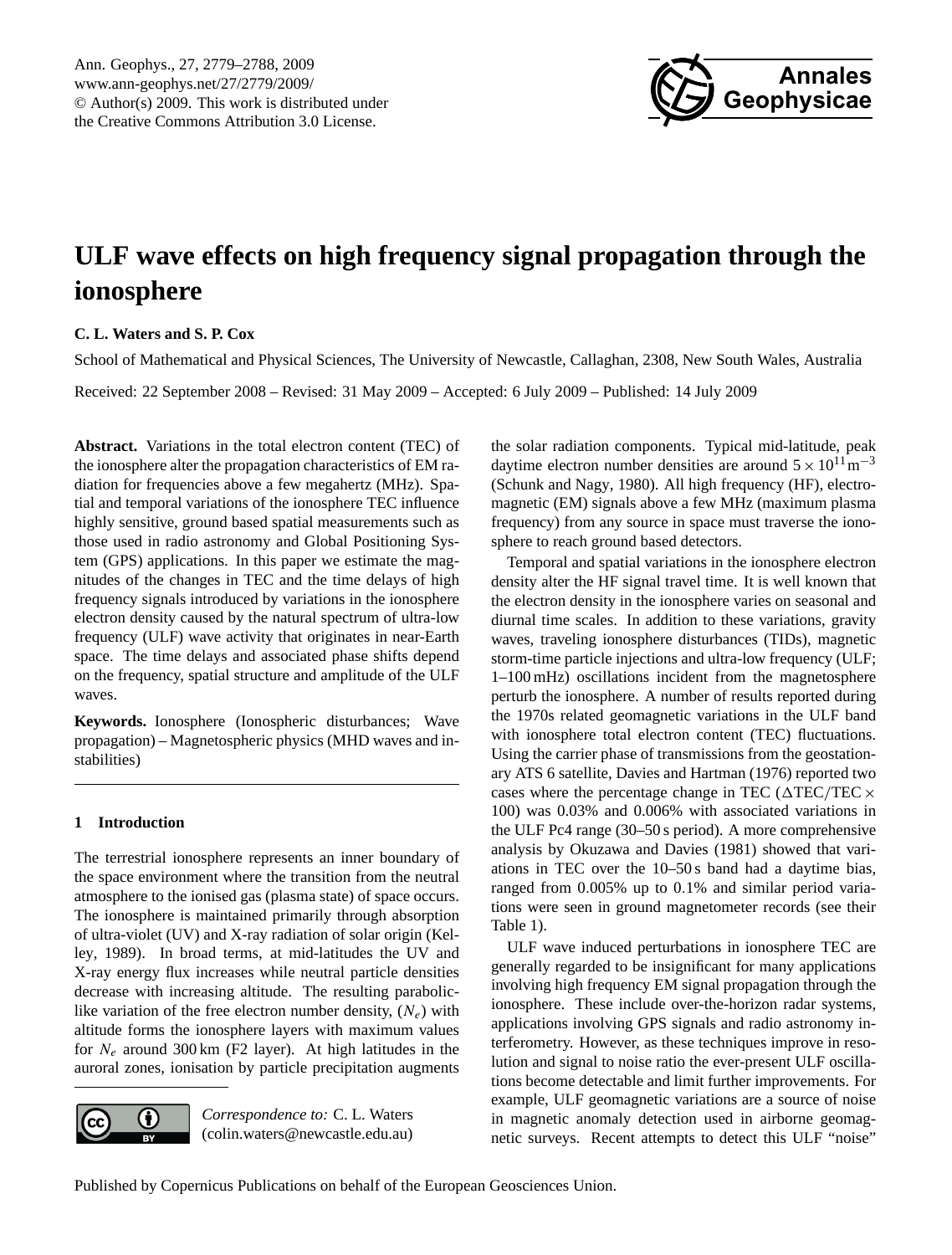# ULF wave effects on high frequency signal propagation through the ionosphere

**C. L. Waters and S. P. Cox**

School of Mathematical and Physical Sciences, The University of Newcastle, Callaghan, 2308, New South Wales, Australia

Received: 22 September 2008 – Revised: 31 May 2009 – Accepted: 6 July 2009 – Published: 14 July 2009

**Abstract.** Variations in the total electron content (TEC) of the ionosphere alter the propagation characteristics of EM radiation for frequencies above a few megahertz (MHz). Spatial and temporal variations of the ionosphere TEC influence highly sensitive, ground based spatial measurements such as those used in radio astronomy and Global Positioning System (GPS) applications. In this paper we estimate the magnitudes of the changes in TEC and the time delays of high frequency signals introduced by variations in the ionosphere electron density caused by the natural spectrum of ultra-low frequency (ULF) wave activity that originates in near-Earth space. The time delays and associated phase shifts depend on the frequency, spatial structure and amplitude of the ULF waves.

**Keywords.** Ionosphere (Ionospheric disturbances; Wave propagation) – Magnetospheric physics (MHD waves and instabilities)

## 1 Introduction

The terrestrial ionosphere represents an inner boundary of the space environment where the transition from the neutral atmosphere to the ionised gas (plasma state) of space occurs. The ionosphere is maintained primarily through absorption of ultra-violet (UV) and X-ray radiation of solar origin (Kelley, 1989). In broad terms, at mid-latitudes the UV and X-ray energy flux increases while neutral particle densities decrease with increasing altitude. The resulting parabolic-like variation of the free electron number density, ($N_e$) with altitude forms the ionosphere layers with maximum values for $N_e$ around 300 km (F2 layer). At high latitudes in the auroral zones, ionisation by particle precipitation augments the solar radiation components. Typical mid-latitude, peak daytime electron number densities are around $5\times10^{11}\,\mathrm{m}^{-3}$ (Schunk and Nagy, 1980). All high frequency (HF), electromagnetic (EM) signals above a few MHz (maximum plasma frequency) from any source in space must traverse the ionosphere to reach ground based detectors.

Temporal and spatial variations in the ionosphere electron density alter the HF signal travel time. It is well known that the electron density in the ionosphere varies on seasonal and diurnal time scales. In addition to these variations, gravity waves, traveling ionosphere disturbances (TIDs), magnetic storm-time particle injections and ultra-low frequency (ULF; 1–100 mHz) oscillations incident from the magnetosphere perturb the ionosphere. A number of results reported during the 1970s related geomagnetic variations in the ULF band with ionosphere total electron content (TEC) fluctuations. Using the carrier phase of transmissions from the geostationary ATS 6 satellite, Davies and Hartman (1976) reported two cases where the percentage change in TEC ($\Delta\mathrm{TEC}/\mathrm{TEC}\times 100$) was 0.03% and 0.006% with associated variations in the ULF Pc4 range (30–50 s period). A more comprehensive analysis by Okuzawa and Davies (1981) showed that variations in TEC over the 10–50 s band had a daytime bias, ranged from 0.005% up to 0.1% and similar period variations were seen in ground magnetometer records (see their Table 1).

ULF wave induced perturbations in ionosphere TEC are generally regarded to be insignificant for many applications involving high frequency EM signal propagation through the ionosphere. These include over-the-horizon radar systems, applications involving GPS signals and radio astronomy interferometry. However, as these techniques improve in resolution and signal to noise ratio the ever-present ULF oscillations become detectable and limit further improvements. For example, ULF geomagnetic variations are a source of noise in magnetic anomaly detection used in airborne geomagnetic surveys. Recent attempts to detect this ULF "noise"

*Correspondence to:* C. L. Waters (colin.waters@newcastle.edu.au)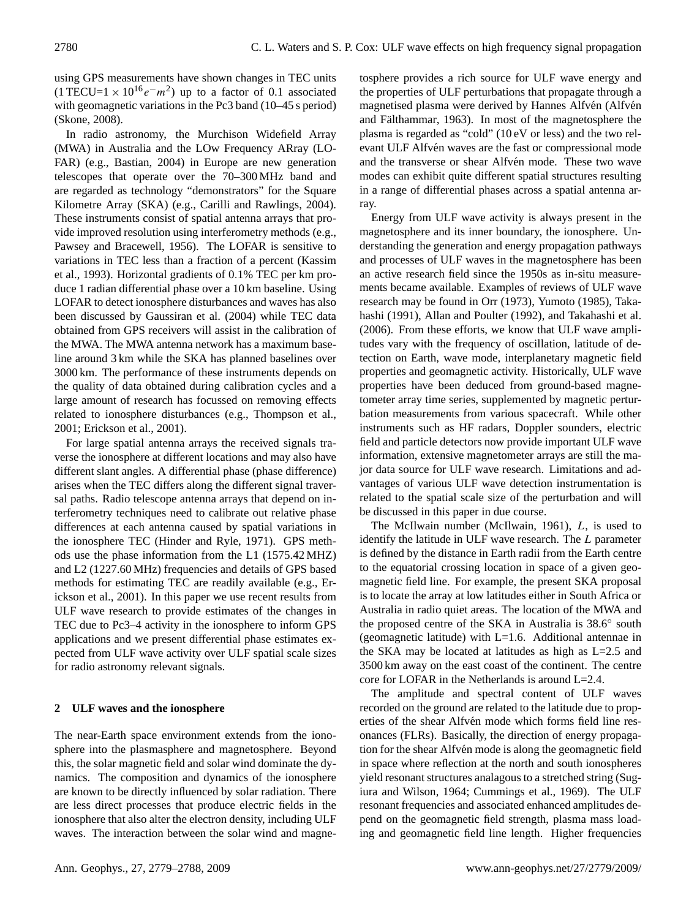using GPS measurements have shown changes in TEC units (1 TECU=$1\times10^{16}e^{-}m^{2}$) up to a factor of 0.1 associated with geomagnetic variations in the Pc3 band (10–45 s period) (Skone, 2008).

In radio astronomy, the Murchison Widefield Array (MWA) in Australia and the LOw Frequency ARray (LOFAR) (e.g., Bastian, 2004) in Europe are new generation telescopes that operate over the 70–300 MHz band and are regarded as technology "demonstrators" for the Square Kilometre Array (SKA) (e.g., Carilli and Rawlings, 2004). These instruments consist of spatial antenna arrays that provide improved resolution using interferometry methods (e.g., Pawsey and Bracewell, 1956). The LOFAR is sensitive to variations in TEC less than a fraction of a percent (Kassim et al., 1993). Horizontal gradients of 0.1% TEC per km produce 1 radian differential phase over a 10 km baseline. Using LOFAR to detect ionosphere disturbances and waves has also been discussed by Gaussiran et al. (2004) while TEC data obtained from GPS receivers will assist in the calibration of the MWA. The MWA antenna network has a maximum baseline around 3 km while the SKA has planned baselines over 3000 km. The performance of these instruments depends on the quality of data obtained during calibration cycles and a large amount of research has focussed on removing effects related to ionosphere disturbances (e.g., Thompson et al., 2001; Erickson et al., 2001).

For large spatial antenna arrays the received signals traverse the ionosphere at different locations and may also have different slant angles. A differential phase (phase difference) arises when the TEC differs along the different signal traversal paths. Radio telescope antenna arrays that depend on interferometry techniques need to calibrate out relative phase differences at each antenna caused by spatial variations in the ionosphere TEC (Hinder and Ryle, 1971). GPS methods use the phase information from the L1 (1575.42 MHZ) and L2 (1227.60 MHz) frequencies and details of GPS based methods for estimating TEC are readily available (e.g., Erickson et al., 2001). In this paper we use recent results from ULF wave research to provide estimates of the changes in TEC due to Pc3–4 activity in the ionosphere to inform GPS applications and we present differential phase estimates expected from ULF wave activity over ULF spatial scale sizes for radio astronomy relevant signals.

## 2 ULF waves and the ionosphere

The near-Earth space environment extends from the ionosphere into the plasmasphere and magnetosphere. Beyond this, the solar magnetic field and solar wind dominate the dynamics. The composition and dynamics of the ionosphere are known to be directly influenced by solar radiation. There are less direct processes that produce electric fields in the ionosphere that also alter the electron density, including ULF waves. The interaction between the solar wind and magnetosphere provides a rich source for ULF wave energy and the properties of ULF perturbations that propagate through a magnetised plasma were derived by Hannes Alfvén (Alfvén and Fälthammar, 1963). In most of the magnetosphere the plasma is regarded as "cold" (10 eV or less) and the two relevant ULF Alfvén waves are the fast or compressional mode and the transverse or shear Alfvén mode. These two wave modes can exhibit quite different spatial structures resulting in a range of differential phases across a spatial antenna array.

Energy from ULF wave activity is always present in the magnetosphere and its inner boundary, the ionosphere. Understanding the generation and energy propagation pathways and processes of ULF waves in the magnetosphere has been an active research field since the 1950s as in-situ measurements became available. Examples of reviews of ULF wave research may be found in Orr (1973), Yumoto (1985), Takahashi (1991), Allan and Poulter (1992), and Takahashi et al. (2006). From these efforts, we know that ULF wave amplitudes vary with the frequency of oscillation, latitude of detection on Earth, wave mode, interplanetary magnetic field properties and geomagnetic activity. Historically, ULF wave properties have been deduced from ground-based magnetometer array time series, supplemented by magnetic perturbation measurements from various spacecraft. While other instruments such as HF radars, Doppler sounders, electric field and particle detectors now provide important ULF wave information, extensive magnetometer arrays are still the major data source for ULF wave research. Limitations and advantages of various ULF wave detection instrumentation is related to the spatial scale size of the perturbation and will be discussed in this paper in due course.

The McIlwain number (McIlwain, 1961), $L$, is used to identify the latitude in ULF wave research. The $L$ parameter is defined by the distance in Earth radii from the Earth centre to the equatorial crossing location in space of a given geomagnetic field line. For example, the present SKA proposal is to locate the array at low latitudes either in South Africa or Australia in radio quiet areas. The location of the MWA and the proposed centre of the SKA in Australia is 38.6° south (geomagnetic latitude) with L=1.6. Additional antennae in the SKA may be located at latitudes as high as L=2.5 and 3500 km away on the east coast of the continent. The centre core for LOFAR in the Netherlands is around L=2.4.

The amplitude and spectral content of ULF waves recorded on the ground are related to the latitude due to properties of the shear Alfvén mode which forms field line resonances (FLRs). Basically, the direction of energy propagation for the shear Alfvén mode is along the geomagnetic field in space where reflection at the north and south ionospheres yield resonant structures analagous to a stretched string (Sugiura and Wilson, 1964; Cummings et al., 1969). The ULF resonant frequencies and associated enhanced amplitudes depend on the geomagnetic field strength, plasma mass loading and geomagnetic field line length. Higher frequencies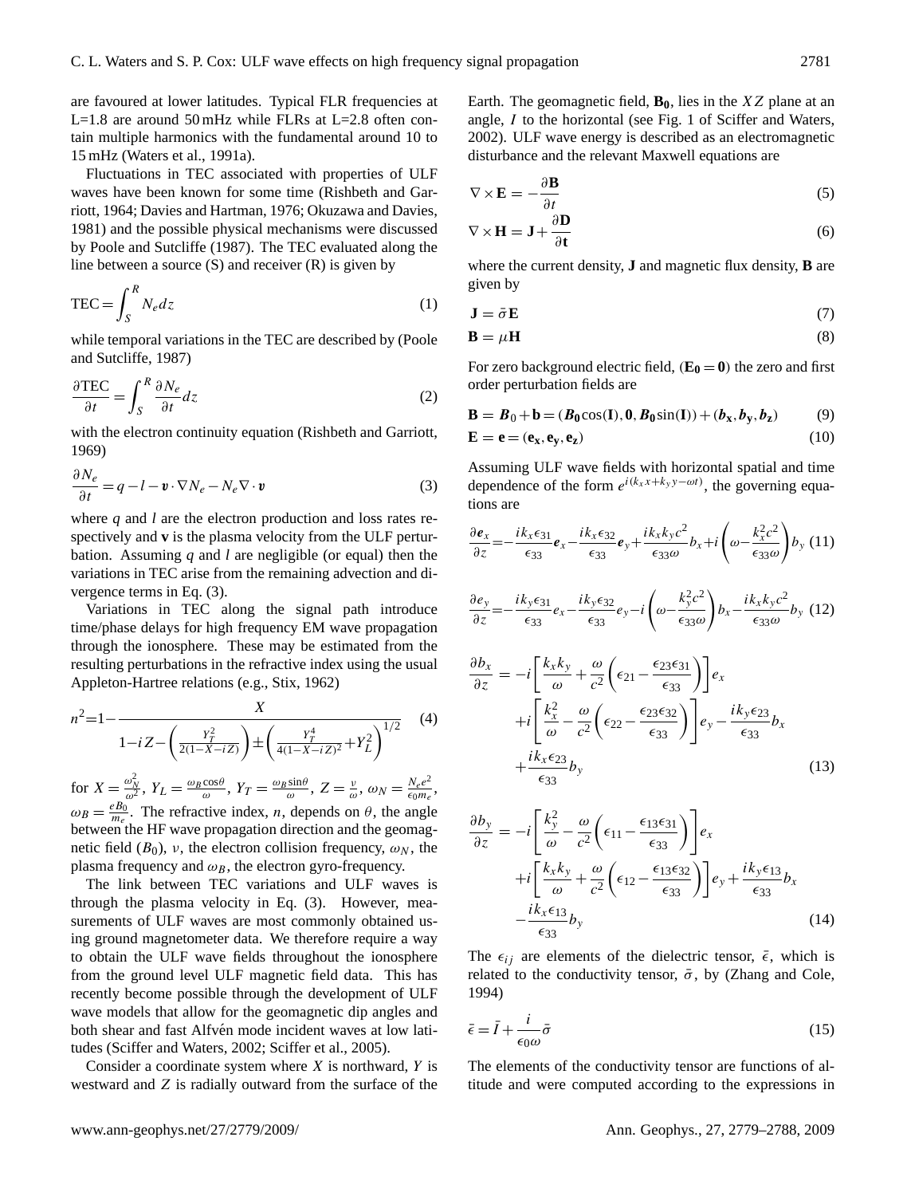are favoured at lower latitudes. Typical FLR frequencies at L=1.8 are around 50 mHz while FLRs at L=2.8 often contain multiple harmonics with the fundamental around 10 to 15 mHz (Waters et al., 1991a).

Fluctuations in TEC associated with properties of ULF waves have been known for some time (Rishbeth and Garriott, 1964; Davies and Hartman, 1976; Okuzawa and Davies, 1981) and the possible physical mechanisms were discussed by Poole and Sutcliffe (1987). The TEC evaluated along the line between a source (S) and receiver (R) is given by

$$\mathrm{TEC} = \int_S^R N_e dz \tag{1}$$

while temporal variations in the TEC are described by (Poole and Sutcliffe, 1987)

$$\frac{\partial \mathrm{TEC}}{\partial t} = \int_S^R \frac{\partial N_e}{\partial t} dz \tag{2}$$

with the electron continuity equation (Rishbeth and Garriott, 1969)

$$\frac{\partial N_e}{\partial t} = q - l - \boldsymbol{v} \cdot \nabla N_e - N_e \nabla \cdot \boldsymbol{v} \tag{3}$$

where $q$ and $l$ are the electron production and loss rates respectively and $\mathbf{v}$ is the plasma velocity from the ULF perturbation. Assuming $q$ and $l$ are negligible (or equal) then the variations in TEC arise from the remaining advection and divergence terms in Eq. (3).

Variations in TEC along the signal path introduce time/phase delays for high frequency EM wave propagation through the ionosphere. These may be estimated from the resulting perturbations in the refractive index using the usual Appleton-Hartree relations (e.g., Stix, 1962)

$$n^2 = 1 - \frac{X}{1 - iZ - \left(\frac{Y_T^2}{2(1-X-iZ)}\right) \pm \left(\frac{Y_T^4}{4(1-X-iZ)^2} + Y_L^2\right)^{1/2}} \tag{4}$$

for $X = \frac{\omega_N^2}{\omega^2}$, $Y_L = \frac{\omega_B \cos\theta}{\omega}$, $Y_T = \frac{\omega_B \sin\theta}{\omega}$, $Z = \frac{\nu}{\omega}$, $\omega_N = \frac{N_e e^2}{\epsilon_0 m_e}$, $\omega_B = \frac{e B_0}{m_e}$. The refractive index, $n$, depends on $\theta$, the angle between the HF wave propagation direction and the geomagnetic field ($B_0$), $\nu$, the electron collision frequency, $\omega_N$, the plasma frequency and $\omega_B$, the electron gyro-frequency.

The link between TEC variations and ULF waves is through the plasma velocity in Eq. (3). However, measurements of ULF waves are most commonly obtained using ground magnetometer data. We therefore require a way to obtain the ULF wave fields throughout the ionosphere from the ground level ULF magnetic field data. This has recently become possible through the development of ULF wave models that allow for the geomagnetic dip angles and both shear and fast Alfvén mode incident waves at low latitudes (Sciffer and Waters, 2002; Sciffer et al., 2005).

Consider a coordinate system where $X$ is northward, $Y$ is westward and $Z$ is radially outward from the surface of the Earth. The geomagnetic field, $\mathbf{B_0}$, lies in the $XZ$ plane at an angle, $I$ to the horizontal (see Fig. 1 of Sciffer and Waters, 2002). ULF wave energy is described as an electromagnetic disturbance and the relevant Maxwell equations are

$$\nabla \times \mathbf{E} = -\frac{\partial \mathbf{B}}{\partial t} \tag{5}$$

$$\nabla \times \mathbf{H} = \mathbf{J} + \frac{\partial \mathbf{D}}{\partial \mathbf{t}} \tag{6}$$

where the current density, $\mathbf{J}$ and magnetic flux density, $\mathbf{B}$ are given by

$$\mathbf{J} = \bar{\sigma} \mathbf{E} \tag{7}$$

$$\mathbf{B} = \mu \mathbf{H} \tag{8}$$

For zero background electric field, ($\mathbf{E_0} = \mathbf{0}$) the zero and first order perturbation fields are

$$\mathbf{B} = \boldsymbol{B}_0 + \mathbf{b} = (\boldsymbol{B_0}\cos(\mathbf{I}), \mathbf{0}, \boldsymbol{B_0}\sin(\mathbf{I})) + (\boldsymbol{b_x}, \boldsymbol{b_y}, \boldsymbol{b_z}) \tag{9}$$

$$\mathbf{E} = \mathbf{e} = (\mathbf{e_x}, \mathbf{e_y}, \mathbf{e_z}) \tag{10}$$

Assuming ULF wave fields with horizontal spatial and time dependence of the form $e^{i(k_x x + k_y y - \omega t)}$, the governing equations are

$$\frac{\partial \boldsymbol{e}_x}{\partial z} = -\frac{i k_x \epsilon_{31}}{\epsilon_{33}} \boldsymbol{e}_x - \frac{i k_x \epsilon_{32}}{\epsilon_{33}} \boldsymbol{e}_y + \frac{i k_x k_y c^2}{\epsilon_{33} \omega} b_x + i\left(\omega - \frac{k_x^2 c^2}{\epsilon_{33} \omega}\right) b_y \tag{11}$$

$$\frac{\partial e_y}{\partial z} = -\frac{i k_y \epsilon_{31}}{\epsilon_{33}} e_x - \frac{i k_y \epsilon_{32}}{\epsilon_{33}} e_y - i\left(\omega - \frac{k_y^2 c^2}{\epsilon_{33} \omega}\right) b_x - \frac{i k_x k_y c^2}{\epsilon_{33} \omega} b_y \tag{12}$$

$$\begin{aligned}
\frac{\partial b_x}{\partial z} = & -i\left[\frac{k_x k_y}{\omega} + \frac{\omega}{c^2}\left(\epsilon_{21} - \frac{\epsilon_{23}\epsilon_{31}}{\epsilon_{33}}\right)\right] e_x \\
& + i\left[\frac{k_x^2}{\omega} - \frac{\omega}{c^2}\left(\epsilon_{22} - \frac{\epsilon_{23}\epsilon_{32}}{\epsilon_{33}}\right)\right] e_y - \frac{i k_y \epsilon_{23}}{\epsilon_{33}} b_x \\
& + \frac{i k_x \epsilon_{23}}{\epsilon_{33}} b_y
\end{aligned} \tag{13}$$

$$\begin{aligned}
\frac{\partial b_y}{\partial z} = & -i\left[\frac{k_y^2}{\omega} - \frac{\omega}{c^2}\left(\epsilon_{11} - \frac{\epsilon_{13}\epsilon_{31}}{\epsilon_{33}}\right)\right] e_x \\
& + i\left[\frac{k_x k_y}{\omega} + \frac{\omega}{c^2}\left(\epsilon_{12} - \frac{\epsilon_{13}\epsilon_{32}}{\epsilon_{33}}\right)\right] e_y + \frac{i k_y \epsilon_{13}}{\epsilon_{33}} b_x \\
& - \frac{i k_x \epsilon_{13}}{\epsilon_{33}} b_y
\end{aligned} \tag{14}$$

The $\epsilon_{ij}$ are elements of the dielectric tensor, $\bar{\epsilon}$, which is related to the conductivity tensor, $\bar{\sigma}$, by (Zhang and Cole, 1994)

$$\bar{\epsilon} = \bar{I} + \frac{i}{\epsilon_0 \omega} \bar{\sigma} \tag{15}$$

The elements of the conductivity tensor are functions of altitude and were computed according to the expressions in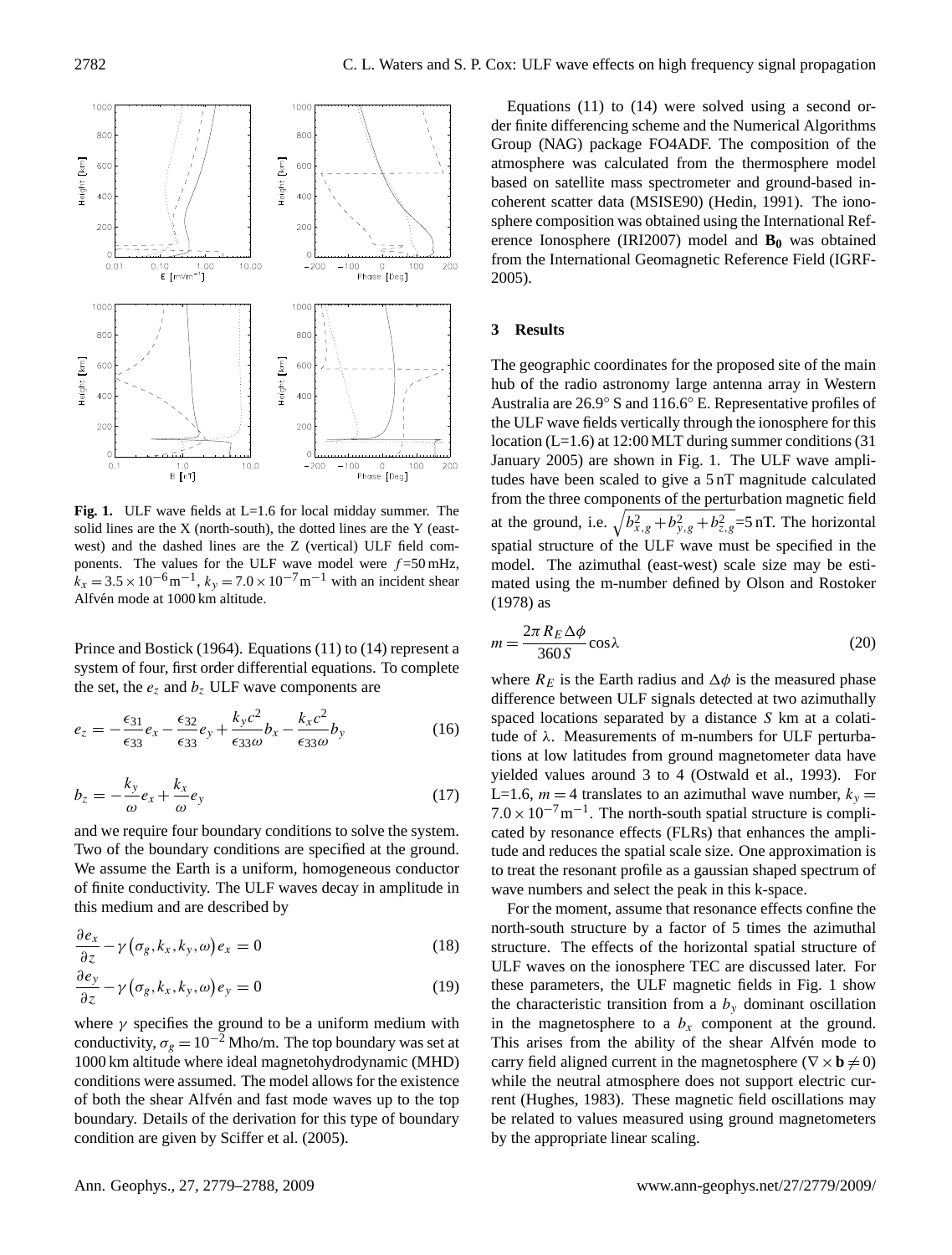**Fig. 1.** ULF wave fields at L=1.6 for local midday summer. The solid lines are the X (north-south), the dotted lines are the Y (east-west) and the dashed lines are the Z (vertical) ULF field components. The values for the ULF wave model were $f$=50 mHz, $k_x = 3.5\times10^{-6}\,\mathrm{m}^{-1}$, $k_y = 7.0\times10^{-7}\,\mathrm{m}^{-1}$ with an incident shear Alfvén mode at 1000 km altitude.

Prince and Bostick (1964). Equations (11) to (14) represent a system of four, first order differential equations. To complete the set, the $e_z$ and $b_z$ ULF wave components are

$$e_z = -\frac{\epsilon_{31}}{\epsilon_{33}}e_x - \frac{\epsilon_{32}}{\epsilon_{33}}e_y + \frac{k_y c^2}{\epsilon_{33}\omega}b_x - \frac{k_x c^2}{\epsilon_{33}\omega}b_y \tag{16}$$

$$b_z = -\frac{k_y}{\omega}e_x + \frac{k_x}{\omega}e_y \tag{17}$$

and we require four boundary conditions to solve the system. Two of the boundary conditions are specified at the ground. We assume the Earth is a uniform, homogeneous conductor of finite conductivity. The ULF waves decay in amplitude in this medium and are described by

$$\frac{\partial e_x}{\partial z} - \gamma\left(\sigma_g, k_x, k_y, \omega\right)e_x = 0 \tag{18}$$

$$\frac{\partial e_y}{\partial z} - \gamma\left(\sigma_g, k_x, k_y, \omega\right)e_y = 0 \tag{19}$$

where $\gamma$ specifies the ground to be a uniform medium with conductivity, $\sigma_g = 10^{-2}$ Mho/m. The top boundary was set at 1000 km altitude where ideal magnetohydrodynamic (MHD) conditions were assumed. The model allows for the existence of both the shear Alfvén and fast mode waves up to the top boundary. Details of the derivation for this type of boundary condition are given by Sciffer et al. (2005).

Equations (11) to (14) were solved using a second order finite differencing scheme and the Numerical Algorithms Group (NAG) package FO4ADF. The composition of the atmosphere was calculated from the thermosphere model based on satellite mass spectrometer and ground-based incoherent scatter data (MSISE90) (Hedin, 1991). The ionosphere composition was obtained using the International Reference Ionosphere (IRI2007) model and $\mathbf{B_0}$ was obtained from the International Geomagnetic Reference Field (IGRF-2005).

## 3 Results

The geographic coordinates for the proposed site of the main hub of the radio astronomy large antenna array in Western Australia are 26.9° S and 116.6° E. Representative profiles of the ULF wave fields vertically through the ionosphere for this location (L=1.6) at 12:00 MLT during summer conditions (31 January 2005) are shown in Fig. 1. The ULF wave amplitudes have been scaled to give a 5 nT magnitude calculated from the three components of the perturbation magnetic field at the ground, i.e. $\sqrt{b^2_{x,g}+b^2_{y,g}+b^2_{z,g}}$=5 nT. The horizontal spatial structure of the ULF wave must be specified in the model. The azimuthal (east-west) scale size may be estimated using the m-number defined by Olson and Rostoker (1978) as

$$m = \frac{2\pi R_E \Delta\phi}{360 S}\cos\lambda \tag{20}$$

where $R_E$ is the Earth radius and $\Delta\phi$ is the measured phase difference between ULF signals detected at two azimuthally spaced locations separated by a distance $S$ km at a colatitude of $\lambda$. Measurements of m-numbers for ULF perturbations at low latitudes from ground magnetometer data have yielded values around 3 to 4 (Ostwald et al., 1993). For L=1.6, $m=4$ translates to an azimuthal wave number, $k_y = 7.0\times10^{-7}\,\mathrm{m}^{-1}$. The north-south spatial structure is complicated by resonance effects (FLRs) that enhances the amplitude and reduces the spatial scale size. One approximation is to treat the resonant profile as a gaussian shaped spectrum of wave numbers and select the peak in this k-space.

For the moment, assume that resonance effects confine the north-south structure by a factor of 5 times the azimuthal structure. The effects of the horizontal spatial structure of ULF waves on the ionosphere TEC are discussed later. For these parameters, the ULF magnetic fields in Fig. 1 show the characteristic transition from a $b_y$ dominant oscillation in the magnetosphere to a $b_x$ component at the ground. This arises from the ability of the shear Alfvén mode to carry field aligned current in the magnetosphere ($\nabla\times\mathbf{b}\neq0$) while the neutral atmosphere does not support electric current (Hughes, 1983). These magnetic field oscillations may be related to values measured using ground magnetometers by the appropriate linear scaling.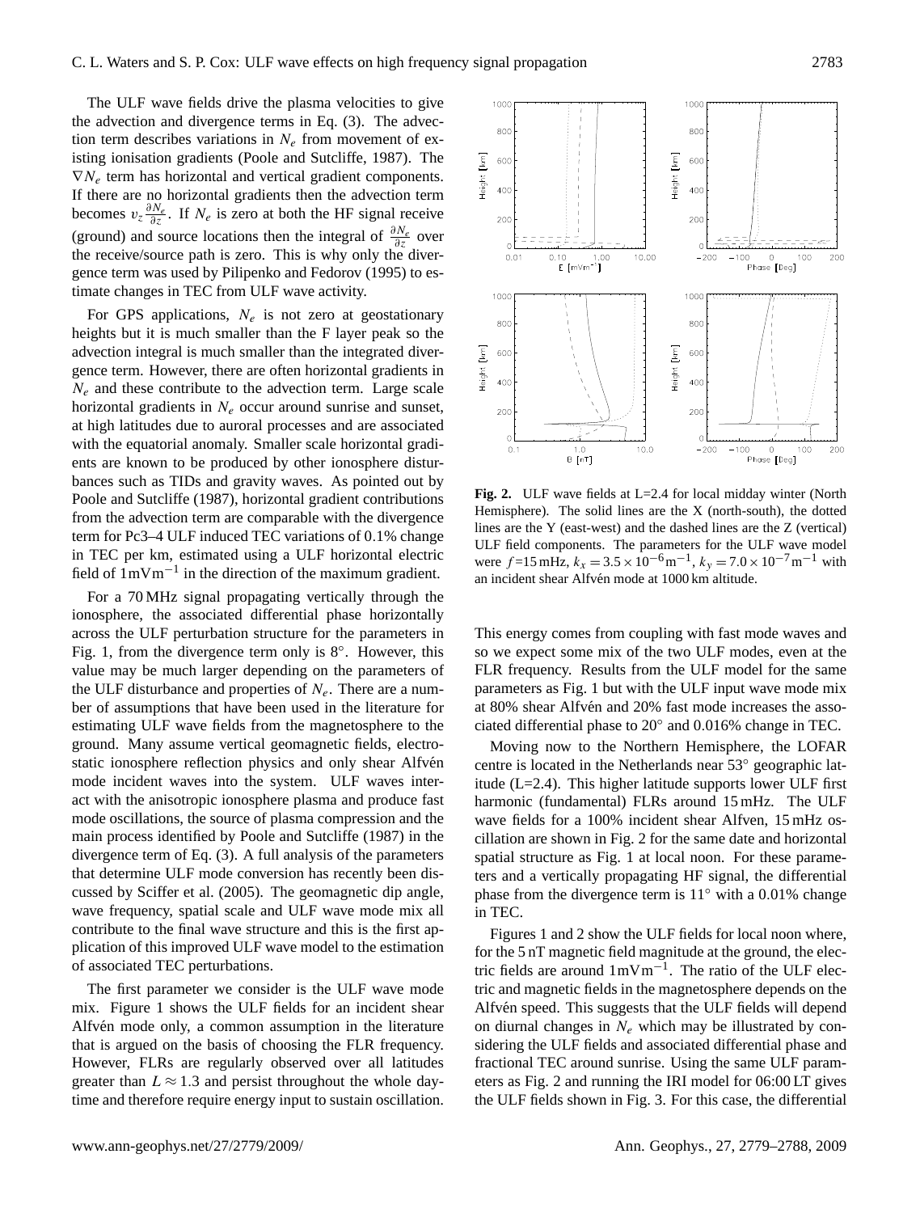The ULF wave fields drive the plasma velocities to give the advection and divergence terms in Eq. (3). The advection term describes variations in $N_e$ from movement of existing ionisation gradients (Poole and Sutcliffe, 1987). The $\nabla N_e$ term has horizontal and vertical gradient components. If there are no horizontal gradients then the advection term becomes $v_z \frac{\partial N_e}{\partial z}$. If $N_e$ is zero at both the HF signal receive (ground) and source locations then the integral of $\frac{\partial N_e}{\partial z}$ over the receive/source path is zero. This is why only the divergence term was used by Pilipenko and Fedorov (1995) to estimate changes in TEC from ULF wave activity.

For GPS applications, $N_e$ is not zero at geostationary heights but it is much smaller than the F layer peak so the advection integral is much smaller than the integrated divergence term. However, there are often horizontal gradients in $N_e$ and these contribute to the advection term. Large scale horizontal gradients in $N_e$ occur around sunrise and sunset, at high latitudes due to auroral processes and are associated with the equatorial anomaly. Smaller scale horizontal gradients are known to be produced by other ionosphere disturbances such as TIDs and gravity waves. As pointed out by Poole and Sutcliffe (1987), horizontal gradient contributions from the advection term are comparable with the divergence term for Pc3–4 ULF induced TEC variations of 0.1% change in TEC per km, estimated using a ULF horizontal electric field of $1\,\mathrm{mV\,m^{-1}}$ in the direction of the maximum gradient.

For a 70 MHz signal propagating vertically through the ionosphere, the associated differential phase horizontally across the ULF perturbation structure for the parameters in Fig. 1, from the divergence term only is 8°. However, this value may be much larger depending on the parameters of the ULF disturbance and properties of $N_e$. There are a number of assumptions that have been used in the literature for estimating ULF wave fields from the magnetosphere to the ground. Many assume vertical geomagnetic fields, electrostatic ionosphere reflection physics and only shear Alfvén mode incident waves into the system. ULF waves interact with the anisotropic ionosphere plasma and produce fast mode oscillations, the source of plasma compression and the main process identified by Poole and Sutcliffe (1987) in the divergence term of Eq. (3). A full analysis of the parameters that determine ULF mode conversion has recently been discussed by Sciffer et al. (2005). The geomagnetic dip angle, wave frequency, spatial scale and ULF wave mode mix all contribute to the final wave structure and this is the first application of this improved ULF wave model to the estimation of associated TEC perturbations.

The first parameter we consider is the ULF wave mode mix. Figure 1 shows the ULF fields for an incident shear Alfvén mode only, a common assumption in the literature that is argued on the basis of choosing the FLR frequency. However, FLRs are regularly observed over all latitudes greater than $L \approx 1.3$ and persist throughout the whole daytime and therefore require energy input to sustain oscillation.

**Fig. 2.** ULF wave fields at L=2.4 for local midday winter (North Hemisphere). The solid lines are the X (north-south), the dotted lines are the Y (east-west) and the dashed lines are the Z (vertical) ULF field components. The parameters for the ULF wave model were $f$=15 mHz, $k_x = 3.5 \times 10^{-6}\,\mathrm{m^{-1}}$, $k_y = 7.0 \times 10^{-7}\,\mathrm{m^{-1}}$ with an incident shear Alfvén mode at 1000 km altitude.

This energy comes from coupling with fast mode waves and so we expect some mix of the two ULF modes, even at the FLR frequency. Results from the ULF model for the same parameters as Fig. 1 but with the ULF input wave mode mix at 80% shear Alfvén and 20% fast mode increases the associated differential phase to 20° and 0.016% change in TEC.

Moving now to the Northern Hemisphere, the LOFAR centre is located in the Netherlands near 53° geographic latitude (L=2.4). This higher latitude supports lower ULF first harmonic (fundamental) FLRs around 15 mHz. The ULF wave fields for a 100% incident shear Alfven, 15 mHz oscillation are shown in Fig. 2 for the same date and horizontal spatial structure as Fig. 1 at local noon. For these parameters and a vertically propagating HF signal, the differential phase from the divergence term is 11° with a 0.01% change in TEC.

Figures 1 and 2 show the ULF fields for local noon where, for the 5 nT magnetic field magnitude at the ground, the electric fields are around $1\,\mathrm{mV\,m^{-1}}$. The ratio of the ULF electric and magnetic fields in the magnetosphere depends on the Alfvén speed. This suggests that the ULF fields will depend on diurnal changes in $N_e$ which may be illustrated by considering the ULF fields and associated differential phase and fractional TEC around sunrise. Using the same ULF parameters as Fig. 2 and running the IRI model for 06:00 LT gives the ULF fields shown in Fig. 3. For this case, the differential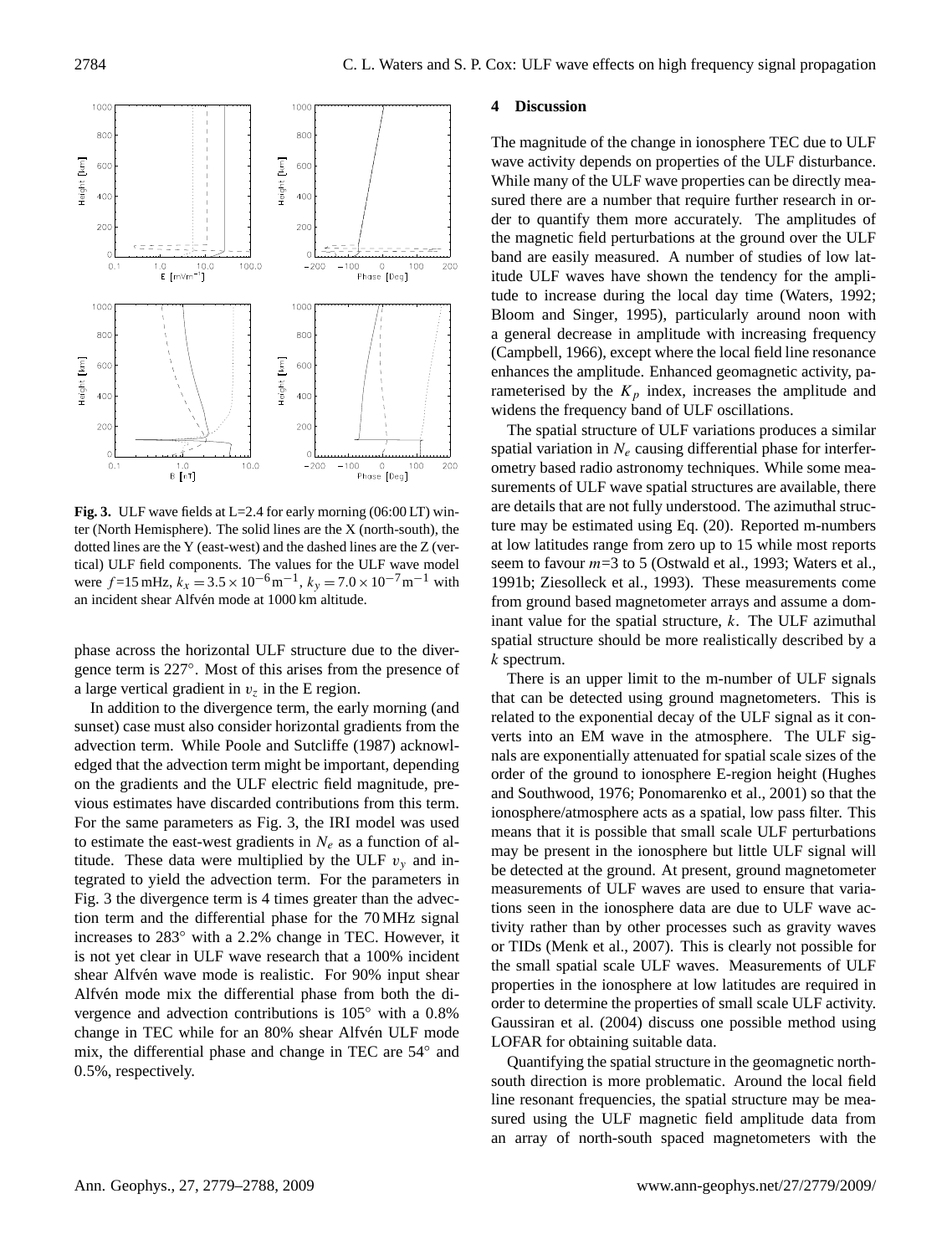**Fig. 3.** ULF wave fields at L=2.4 for early morning (06:00 LT) winter (North Hemisphere). The solid lines are the X (north-south), the dotted lines are the Y (east-west) and the dashed lines are the Z (vertical) ULF field components. The values for the ULF wave model were $f$=15 mHz, $k_x = 3.5 \times 10^{-6}\,\mathrm{m}^{-1}$, $k_y = 7.0 \times 10^{-7}\,\mathrm{m}^{-1}$ with an incident shear Alfvén mode at 1000 km altitude.

phase across the horizontal ULF structure due to the divergence term is 227°. Most of this arises from the presence of a large vertical gradient in $v_z$ in the E region.

In addition to the divergence term, the early morning (and sunset) case must also consider horizontal gradients from the advection term. While Poole and Sutcliffe (1987) acknowledged that the advection term might be important, depending on the gradients and the ULF electric field magnitude, previous estimates have discarded contributions from this term. For the same parameters as Fig. 3, the IRI model was used to estimate the east-west gradients in $N_e$ as a function of altitude. These data were multiplied by the ULF $v_y$ and integrated to yield the advection term. For the parameters in Fig. 3 the divergence term is 4 times greater than the advection term and the differential phase for the 70 MHz signal increases to 283° with a 2.2% change in TEC. However, it is not yet clear in ULF wave research that a 100% incident shear Alfvén wave mode is realistic. For 90% input shear Alfvén mode mix the differential phase from both the divergence and advection contributions is 105° with a 0.8% change in TEC while for an 80% shear Alfvén ULF mode mix, the differential phase and change in TEC are 54° and 0.5%, respectively.

## 4 Discussion

The magnitude of the change in ionosphere TEC due to ULF wave activity depends on properties of the ULF disturbance. While many of the ULF wave properties can be directly measured there are a number that require further research in order to quantify them more accurately. The amplitudes of the magnetic field perturbations at the ground over the ULF band are easily measured. A number of studies of low latitude ULF waves have shown the tendency for the amplitude to increase during the local day time (Waters, 1992; Bloom and Singer, 1995), particularly around noon with a general decrease in amplitude with increasing frequency (Campbell, 1966), except where the local field line resonance enhances the amplitude. Enhanced geomagnetic activity, parameterised by the $K_p$ index, increases the amplitude and widens the frequency band of ULF oscillations.

The spatial structure of ULF variations produces a similar spatial variation in $N_e$ causing differential phase for interferometry based radio astronomy techniques. While some measurements of ULF wave spatial structures are available, there are details that are not fully understood. The azimuthal structure may be estimated using Eq. (20). Reported m-numbers at low latitudes range from zero up to 15 while most reports seem to favour $m$=3 to 5 (Ostwald et al., 1993; Waters et al., 1991b; Ziesolleck et al., 1993). These measurements come from ground based magnetometer arrays and assume a dominant value for the spatial structure, $k$. The ULF azimuthal spatial structure should be more realistically described by a $k$ spectrum.

There is an upper limit to the m-number of ULF signals that can be detected using ground magnetometers. This is related to the exponential decay of the ULF signal as it converts into an EM wave in the atmosphere. The ULF signals are exponentially attenuated for spatial scale sizes of the order of the ground to ionosphere E-region height (Hughes and Southwood, 1976; Ponomarenko et al., 2001) so that the ionosphere/atmosphere acts as a spatial, low pass filter. This means that it is possible that small scale ULF perturbations may be present in the ionosphere but little ULF signal will be detected at the ground. At present, ground magnetometer measurements of ULF waves are used to ensure that variations seen in the ionosphere data are due to ULF wave activity rather than by other processes such as gravity waves or TIDs (Menk et al., 2007). This is clearly not possible for the small spatial scale ULF waves. Measurements of ULF properties in the ionosphere at low latitudes are required in order to determine the properties of small scale ULF activity. Gaussiran et al. (2004) discuss one possible method using LOFAR for obtaining suitable data.

Quantifying the spatial structure in the geomagnetic north-south direction is more problematic. Around the local field line resonant frequencies, the spatial structure may be measured using the ULF magnetic field amplitude data from an array of north-south spaced magnetometers with the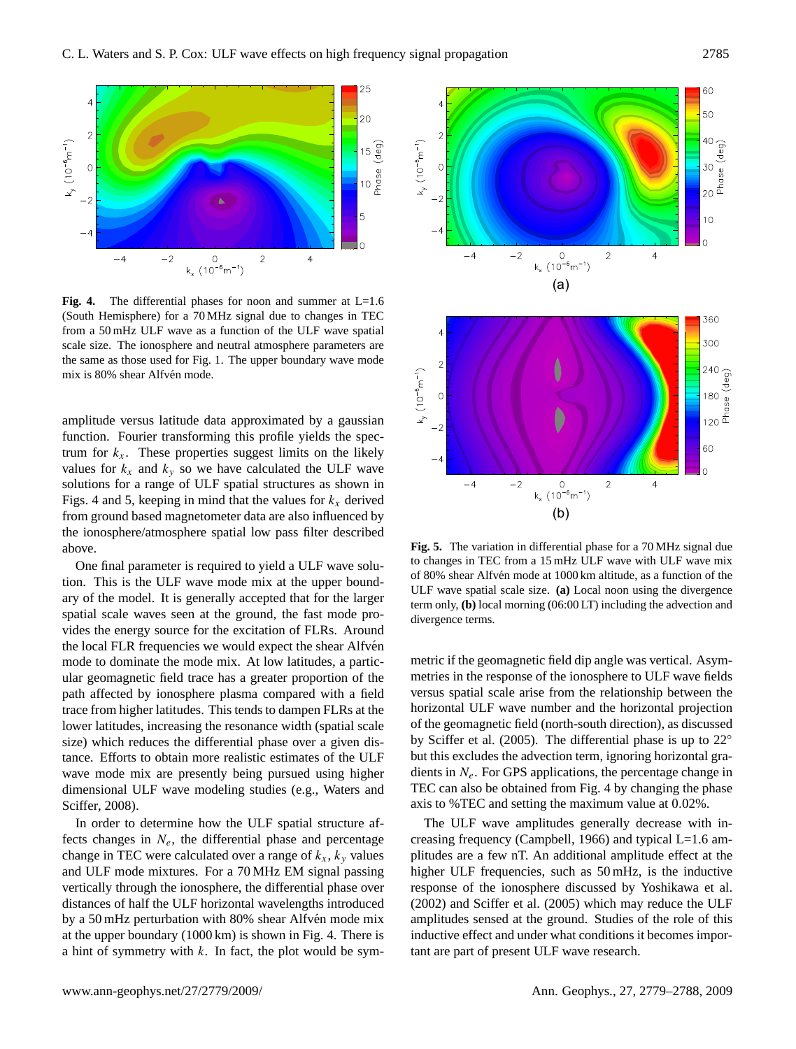**Fig. 4.** The differential phases for noon and summer at L=1.6 (South Hemisphere) for a 70 MHz signal due to changes in TEC from a 50 mHz ULF wave as a function of the ULF wave spatial scale size. The ionosphere and neutral atmosphere parameters are the same as those used for Fig. 1. The upper boundary wave mode mix is 80% shear Alfvén mode.

amplitude versus latitude data approximated by a gaussian function. Fourier transforming this profile yields the spectrum for $k_x$. These properties suggest limits on the likely values for $k_x$ and $k_y$ so we have calculated the ULF wave solutions for a range of ULF spatial structures as shown in Figs. 4 and 5, keeping in mind that the values for $k_x$ derived from ground based magnetometer data are also influenced by the ionosphere/atmosphere spatial low pass filter described above.

One final parameter is required to yield a ULF wave solution. This is the ULF wave mode mix at the upper boundary of the model. It is generally accepted that for the larger spatial scale waves seen at the ground, the fast mode provides the energy source for the excitation of FLRs. Around the local FLR frequencies we would expect the shear Alfvén mode to dominate the mode mix. At low latitudes, a particular geomagnetic field trace has a greater proportion of the path affected by ionosphere plasma compared with a field trace from higher latitudes. This tends to dampen FLRs at the lower latitudes, increasing the resonance width (spatial scale size) which reduces the differential phase over a given distance. Efforts to obtain more realistic estimates of the ULF wave mode mix are presently being pursued using higher dimensional ULF wave modeling studies (e.g., Waters and Sciffer, 2008).

In order to determine how the ULF spatial structure affects changes in $N_e$, the differential phase and percentage change in TEC were calculated over a range of $k_x$, $k_y$ values and ULF mode mixtures. For a 70 MHz EM signal passing vertically through the ionosphere, the differential phase over distances of half the ULF horizontal wavelengths introduced by a 50 mHz perturbation with 80% shear Alfvén mode mix at the upper boundary (1000 km) is shown in Fig. 4. There is a hint of symmetry with $k$. In fact, the plot would be symmetric if the geomagnetic field dip angle was vertical. Asymmetries in the response of the ionosphere to ULF wave fields versus spatial scale arise from the relationship between the horizontal ULF wave number and the horizontal projection of the geomagnetic field (north-south direction), as discussed by Sciffer et al. (2005). The differential phase is up to 22° but this excludes the advection term, ignoring horizontal gradients in $N_e$. For GPS applications, the percentage change in TEC can also be obtained from Fig. 4 by changing the phase axis to %TEC and setting the maximum value at 0.02%.

**Fig. 5.** The variation in differential phase for a 70 MHz signal due to changes in TEC from a 15 mHz ULF wave with ULF wave mix of 80% shear Alfvén mode at 1000 km altitude, as a function of the ULF wave spatial scale size. **(a)** Local noon using the divergence term only, **(b)** local morning (06:00 LT) including the advection and divergence terms.

The ULF wave amplitudes generally decrease with increasing frequency (Campbell, 1966) and typical L=1.6 amplitudes are a few nT. An additional amplitude effect at the higher ULF frequencies, such as 50 mHz, is the inductive response of the ionosphere discussed by Yoshikawa et al. (2002) and Sciffer et al. (2005) which may reduce the ULF amplitudes sensed at the ground. Studies of the role of this inductive effect and under what conditions it becomes important are part of present ULF wave research.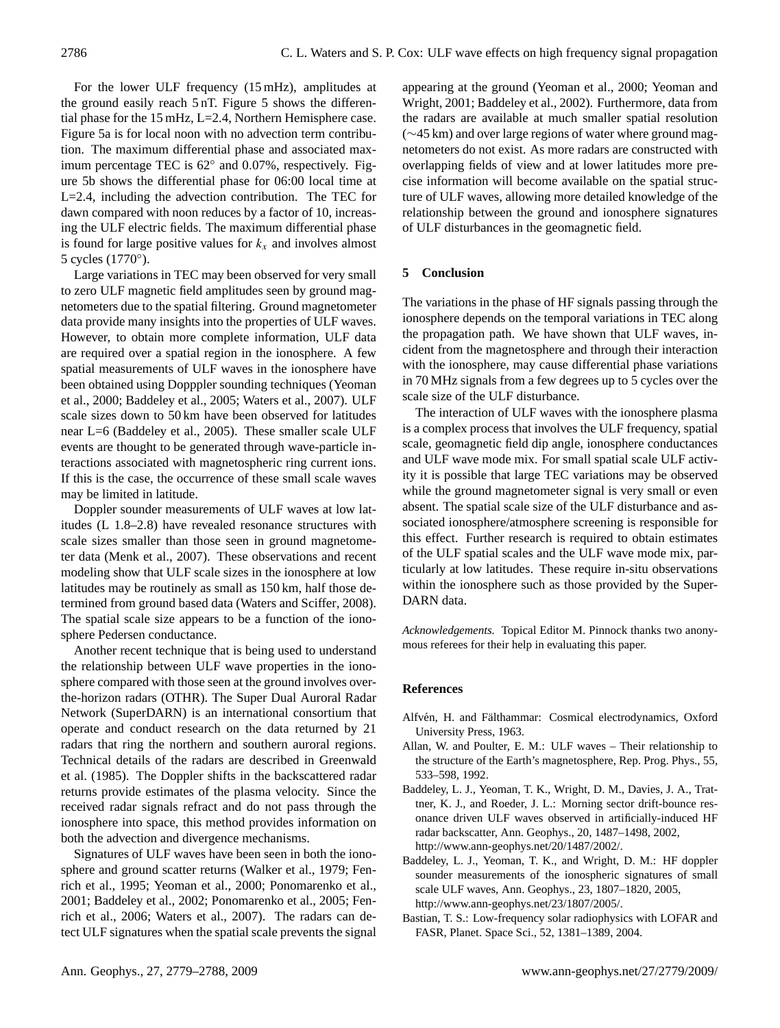For the lower ULF frequency (15 mHz), amplitudes at the ground easily reach 5 nT. Figure 5 shows the differential phase for the 15 mHz, L=2.4, Northern Hemisphere case. Figure 5a is for local noon with no advection term contribution. The maximum differential phase and associated maximum percentage TEC is 62° and 0.07%, respectively. Figure 5b shows the differential phase for 06:00 local time at L=2.4, including the advection contribution. The TEC for dawn compared with noon reduces by a factor of 10, increasing the ULF electric fields. The maximum differential phase is found for large positive values for $k_x$ and involves almost 5 cycles (1770°).

Large variations in TEC may been observed for very small to zero ULF magnetic field amplitudes seen by ground magnetometers due to the spatial filtering. Ground magnetometer data provide many insights into the properties of ULF waves. However, to obtain more complete information, ULF data are required over a spatial region in the ionosphere. A few spatial measurements of ULF waves in the ionosphere have been obtained using Dopppler sounding techniques (Yeoman et al., 2000; Baddeley et al., 2005; Waters et al., 2007). ULF scale sizes down to 50 km have been observed for latitudes near L=6 (Baddeley et al., 2005). These smaller scale ULF events are thought to be generated through wave-particle interactions associated with magnetospheric ring current ions. If this is the case, the occurrence of these small scale waves may be limited in latitude.

Doppler sounder measurements of ULF waves at low latitudes (L 1.8–2.8) have revealed resonance structures with scale sizes smaller than those seen in ground magnetometer data (Menk et al., 2007). These observations and recent modeling show that ULF scale sizes in the ionosphere at low latitudes may be routinely as small as 150 km, half those determined from ground based data (Waters and Sciffer, 2008). The spatial scale size appears to be a function of the ionosphere Pedersen conductance.

Another recent technique that is being used to understand the relationship between ULF wave properties in the ionosphere compared with those seen at the ground involves over-the-horizon radars (OTHR). The Super Dual Auroral Radar Network (SuperDARN) is an international consortium that operate and conduct research on the data returned by 21 radars that ring the northern and southern auroral regions. Technical details of the radars are described in Greenwald et al. (1985). The Doppler shifts in the backscattered radar returns provide estimates of the plasma velocity. Since the received radar signals refract and do not pass through the ionosphere into space, this method provides information on both the advection and divergence mechanisms.

Signatures of ULF waves have been seen in both the ionosphere and ground scatter returns (Walker et al., 1979; Fenrich et al., 1995; Yeoman et al., 2000; Ponomarenko et al., 2001; Baddeley et al., 2002; Ponomarenko et al., 2005; Fenrich et al., 2006; Waters et al., 2007). The radars can detect ULF signatures when the spatial scale prevents the signal appearing at the ground (Yeoman et al., 2000; Yeoman and Wright, 2001; Baddeley et al., 2002). Furthermore, data from the radars are available at much smaller spatial resolution (∼45 km) and over large regions of water where ground magnetometers do not exist. As more radars are constructed with overlapping fields of view and at lower latitudes more precise information will become available on the spatial structure of ULF waves, allowing more detailed knowledge of the relationship between the ground and ionosphere signatures of ULF disturbances in the geomagnetic field.

## 5 Conclusion

The variations in the phase of HF signals passing through the ionosphere depends on the temporal variations in TEC along the propagation path. We have shown that ULF waves, incident from the magnetosphere and through their interaction with the ionosphere, may cause differential phase variations in 70 MHz signals from a few degrees up to 5 cycles over the scale size of the ULF disturbance.

The interaction of ULF waves with the ionosphere plasma is a complex process that involves the ULF frequency, spatial scale, geomagnetic field dip angle, ionosphere conductances and ULF wave mode mix. For small spatial scale ULF activity it is possible that large TEC variations may be observed while the ground magnetometer signal is very small or even absent. The spatial scale size of the ULF disturbance and associated ionosphere/atmosphere screening is responsible for this effect. Further research is required to obtain estimates of the ULF spatial scales and the ULF wave mode mix, particularly at low latitudes. These require in-situ observations within the ionosphere such as those provided by the SuperDARN data.

*Acknowledgements.* Topical Editor M. Pinnock thanks two anonymous referees for their help in evaluating this paper.

## References

Alfvén, H. and Fälthammar: Cosmical electrodynamics, Oxford University Press, 1963.

Allan, W. and Poulter, E. M.: ULF waves – Their relationship to the structure of the Earth's magnetosphere, Rep. Prog. Phys., 55, 533–598, 1992.

Baddeley, L. J., Yeoman, T. K., Wright, D. M., Davies, J. A., Trattner, K. J., and Roeder, J. L.: Morning sector drift-bounce resonance driven ULF waves observed in artificially-induced HF radar backscatter, Ann. Geophys., 20, 1487–1498, 2002, http://www.ann-geophys.net/20/1487/2002/.

Baddeley, L. J., Yeoman, T. K., and Wright, D. M.: HF doppler sounder measurements of the ionospheric signatures of small scale ULF waves, Ann. Geophys., 23, 1807–1820, 2005, http://www.ann-geophys.net/23/1807/2005/.

Bastian, T. S.: Low-frequency solar radiophysics with LOFAR and FASR, Planet. Space Sci., 52, 1381–1389, 2004.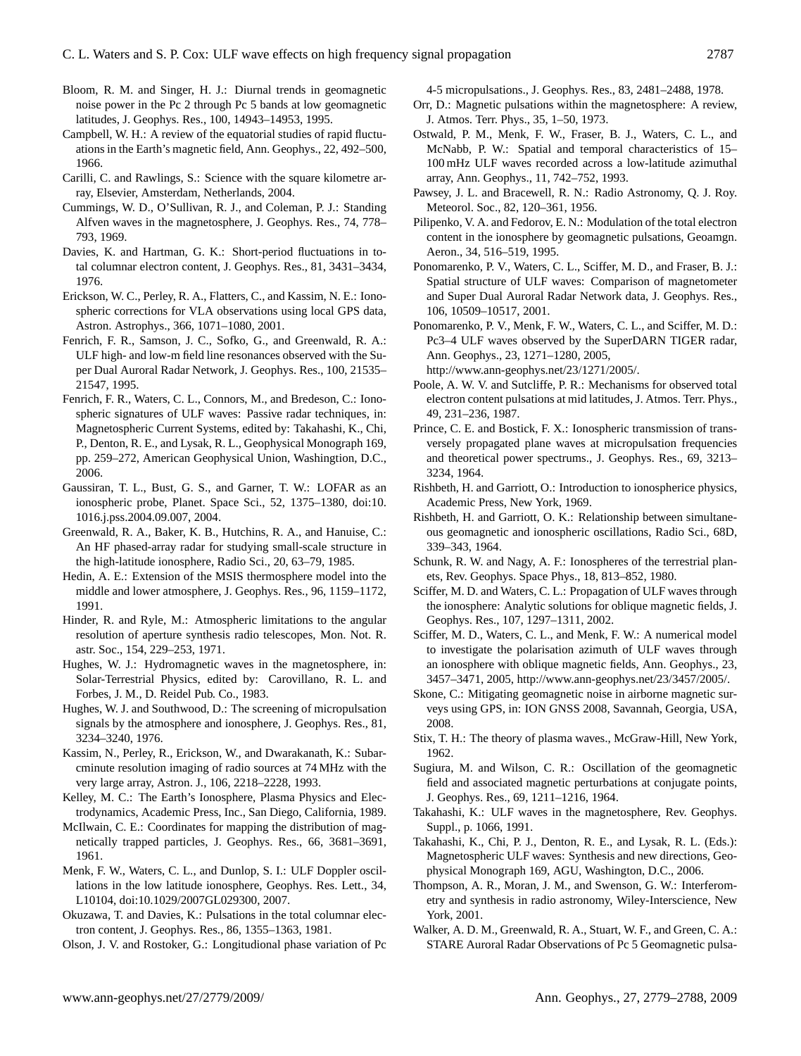Bloom, R. M. and Singer, H. J.: Diurnal trends in geomagnetic noise power in the Pc 2 through Pc 5 bands at low geomagnetic latitudes, J. Geophys. Res., 100, 14943–14953, 1995.

Campbell, W. H.: A review of the equatorial studies of rapid fluctuations in the Earth's magnetic field, Ann. Geophys., 22, 492–500, 1966.

Carilli, C. and Rawlings, S.: Science with the square kilometre array, Elsevier, Amsterdam, Netherlands, 2004.

Cummings, W. D., O'Sullivan, R. J., and Coleman, P. J.: Standing Alfven waves in the magnetosphere, J. Geophys. Res., 74, 778–793, 1969.

Davies, K. and Hartman, G. K.: Short-period fluctuations in total columnar electron content, J. Geophys. Res., 81, 3431–3434, 1976.

Erickson, W. C., Perley, R. A., Flatters, C., and Kassim, N. E.: Ionospheric corrections for VLA observations using local GPS data, Astron. Astrophys., 366, 1071–1080, 2001.

Fenrich, F. R., Samson, J. C., Sofko, G., and Greenwald, R. A.: ULF high- and low-m field line resonances observed with the Super Dual Auroral Radar Network, J. Geophys. Res., 100, 21535–21547, 1995.

Fenrich, F. R., Waters, C. L., Connors, M., and Bredeson, C.: Ionospheric signatures of ULF waves: Passive radar techniques, in: Magnetospheric Current Systems, edited by: Takahashi, K., Chi, P., Denton, R. E., and Lysak, R. L., Geophysical Monograph 169, pp. 259–272, American Geophysical Union, Washingtion, D.C., 2006.

Gaussiran, T. L., Bust, G. S., and Garner, T. W.: LOFAR as an ionospheric probe, Planet. Space Sci., 52, 1375–1380, doi:10.1016.j.pss.2004.09.007, 2004.

Greenwald, R. A., Baker, K. B., Hutchins, R. A., and Hanuise, C.: An HF phased-array radar for studying small-scale structure in the high-latitude ionosphere, Radio Sci., 20, 63–79, 1985.

Hedin, A. E.: Extension of the MSIS thermosphere model into the middle and lower atmosphere, J. Geophys. Res., 96, 1159–1172, 1991.

Hinder, R. and Ryle, M.: Atmospheric limitations to the angular resolution of aperture synthesis radio telescopes, Mon. Not. R. astr. Soc., 154, 229–253, 1971.

Hughes, W. J.: Hydromagnetic waves in the magnetosphere, in: Solar-Terrestrial Physics, edited by: Carovillano, R. L. and Forbes, J. M., D. Reidel Pub. Co., 1983.

Hughes, W. J. and Southwood, D.: The screening of micropulsation signals by the atmosphere and ionosphere, J. Geophys. Res., 81, 3234–3240, 1976.

Kassim, N., Perley, R., Erickson, W., and Dwarakanath, K.: Subarcminute resolution imaging of radio sources at 74 MHz with the very large array, Astron. J., 106, 2218–2228, 1993.

Kelley, M. C.: The Earth's Ionosphere, Plasma Physics and Electrodynamics, Academic Press, Inc., San Diego, California, 1989.

McIlwain, C. E.: Coordinates for mapping the distribution of magnetically trapped particles, J. Geophys. Res., 66, 3681–3691, 1961.

Menk, F. W., Waters, C. L., and Dunlop, S. I.: ULF Doppler oscillations in the low latitude ionosphere, Geophys. Res. Lett., 34, L10104, doi:10.1029/2007GL029300, 2007.

Okuzawa, T. and Davies, K.: Pulsations in the total columnar electron content, J. Geophys. Res., 86, 1355–1363, 1981.

Olson, J. V. and Rostoker, G.: Longitudional phase variation of Pc 4-5 micropulsations., J. Geophys. Res., 83, 2481–2488, 1978.

Orr, D.: Magnetic pulsations within the magnetosphere: A review, J. Atmos. Terr. Phys., 35, 1–50, 1973.

Ostwald, P. M., Menk, F. W., Fraser, B. J., Waters, C. L., and McNabb, P. W.: Spatial and temporal characteristics of 15–100 mHz ULF waves recorded across a low-latitude azimuthal array, Ann. Geophys., 11, 742–752, 1993.

Pawsey, J. L. and Bracewell, R. N.: Radio Astronomy, Q. J. Roy. Meteorol. Soc., 82, 120–361, 1956.

Pilipenko, V. A. and Fedorov, E. N.: Modulation of the total electron content in the ionosphere by geomagnetic pulsations, Geoamgn. Aeron., 34, 516–519, 1995.

Ponomarenko, P. V., Waters, C. L., Sciffer, M. D., and Fraser, B. J.: Spatial structure of ULF waves: Comparison of magnetometer and Super Dual Auroral Radar Network data, J. Geophys. Res., 106, 10509–10517, 2001.

Ponomarenko, P. V., Menk, F. W., Waters, C. L., and Sciffer, M. D.: Pc3–4 ULF waves observed by the SuperDARN TIGER radar, Ann. Geophys., 23, 1271–1280, 2005, http://www.ann-geophys.net/23/1271/2005/.

Poole, A. W. V. and Sutcliffe, P. R.: Mechanisms for observed total electron content pulsations at mid latitudes, J. Atmos. Terr. Phys., 49, 231–236, 1987.

Prince, C. E. and Bostick, F. X.: Ionospheric transmission of transversely propagated plane waves at micropulsation frequencies and theoretical power spectrums., J. Geophys. Res., 69, 3213–3234, 1964.

Rishbeth, H. and Garriott, O.: Introduction to ionosphereic physics, Academic Press, New York, 1969.

Rishbeth, H. and Garriott, O. K.: Relationship between simultaneous geomagnetic and ionospheric oscillations, Radio Sci., 68D, 339–343, 1964.

Schunk, R. W. and Nagy, A. F.: Ionospheres of the terrestrial planets, Rev. Geophys. Space Phys., 18, 813–852, 1980.

Sciffer, M. D. and Waters, C. L.: Propagation of ULF waves through the ionosphere: Analytic solutions for oblique magnetic fields, J. Geophys. Res., 107, 1297–1311, 2002.

Sciffer, M. D., Waters, C. L., and Menk, F. W.: A numerical model to investigate the polarisation azimuth of ULF waves through an ionosphere with oblique magnetic fields, Ann. Geophys., 23, 3457–3471, 2005, http://www.ann-geophys.net/23/3457/2005/.

Skone, C.: Mitigating geomagnetic noise in airborne magnetic surveys using GPS, in: ION GNSS 2008, Savannah, Georgia, USA, 2008.

Stix, T. H.: The theory of plasma waves., McGraw-Hill, New York, 1962.

Sugiura, M. and Wilson, C. R.: Oscillation of the geomagnetic field and associated magnetic perturbations at conjugate points, J. Geophys. Res., 69, 1211–1216, 1964.

Takahashi, K.: ULF waves in the magnetosphere, Rev. Geophys. Suppl., p. 1066, 1991.

Takahashi, K., Chi, P. J., Denton, R. E., and Lysak, R. L. (Eds.): Magnetospheric ULF waves: Synthesis and new directions, Geophysical Monograph 169, AGU, Washington, D.C., 2006.

Thompson, A. R., Moran, J. M., and Swenson, G. W.: Interferometry and synthesis in radio astronomy, Wiley-Interscience, New York, 2001.

Walker, A. D. M., Greenwald, R. A., Stuart, W. F., and Green, C. A.: STARE Auroral Radar Observations of Pc 5 Geomagnetic pulsa-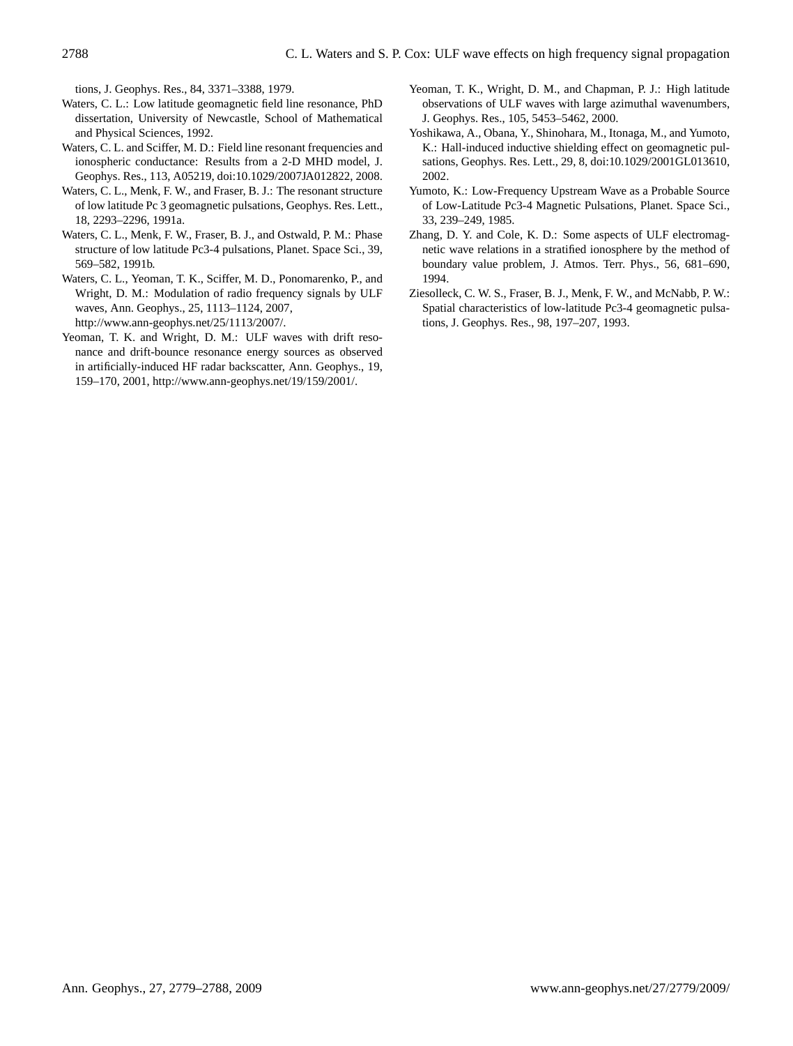tions, J. Geophys. Res., 84, 3371–3388, 1979.

Waters, C. L.: Low latitude geomagnetic field line resonance, PhD dissertation, University of Newcastle, School of Mathematical and Physical Sciences, 1992.

Waters, C. L. and Sciffer, M. D.: Field line resonant frequencies and ionospheric conductance: Results from a 2-D MHD model, J. Geophys. Res., 113, A05219, doi:10.1029/2007JA012822, 2008.

Waters, C. L., Menk, F. W., and Fraser, B. J.: The resonant structure of low latitude Pc 3 geomagnetic pulsations, Geophys. Res. Lett., 18, 2293–2296, 1991a.

Waters, C. L., Menk, F. W., Fraser, B. J., and Ostwald, P. M.: Phase structure of low latitude Pc3-4 pulsations, Planet. Space Sci., 39, 569–582, 1991b.

Waters, C. L., Yeoman, T. K., Sciffer, M. D., Ponomarenko, P., and Wright, D. M.: Modulation of radio frequency signals by ULF waves, Ann. Geophys., 25, 1113–1124, 2007, http://www.ann-geophys.net/25/1113/2007/.

Yeoman, T. K. and Wright, D. M.: ULF waves with drift resonance and drift-bounce resonance energy sources as observed in artificially-induced HF radar backscatter, Ann. Geophys., 19, 159–170, 2001, http://www.ann-geophys.net/19/159/2001/.

Yeoman, T. K., Wright, D. M., and Chapman, P. J.: High latitude observations of ULF waves with large azimuthal wavenumbers, J. Geophys. Res., 105, 5453–5462, 2000.

Yoshikawa, A., Obana, Y., Shinohara, M., Itonaga, M., and Yumoto, K.: Hall-induced inductive shielding effect on geomagnetic pulsations, Geophys. Res. Lett., 29, 8, doi:10.1029/2001GL013610, 2002.

Yumoto, K.: Low-Frequency Upstream Wave as a Probable Source of Low-Latitude Pc3-4 Magnetic Pulsations, Planet. Space Sci., 33, 239–249, 1985.

Zhang, D. Y. and Cole, K. D.: Some aspects of ULF electromagnetic wave relations in a stratified ionosphere by the method of boundary value problem, J. Atmos. Terr. Phys., 56, 681–690, 1994.

Ziesolleck, C. W. S., Fraser, B. J., Menk, F. W., and McNabb, P. W.: Spatial characteristics of low-latitude Pc3-4 geomagnetic pulsations, J. Geophys. Res., 98, 197–207, 1993.